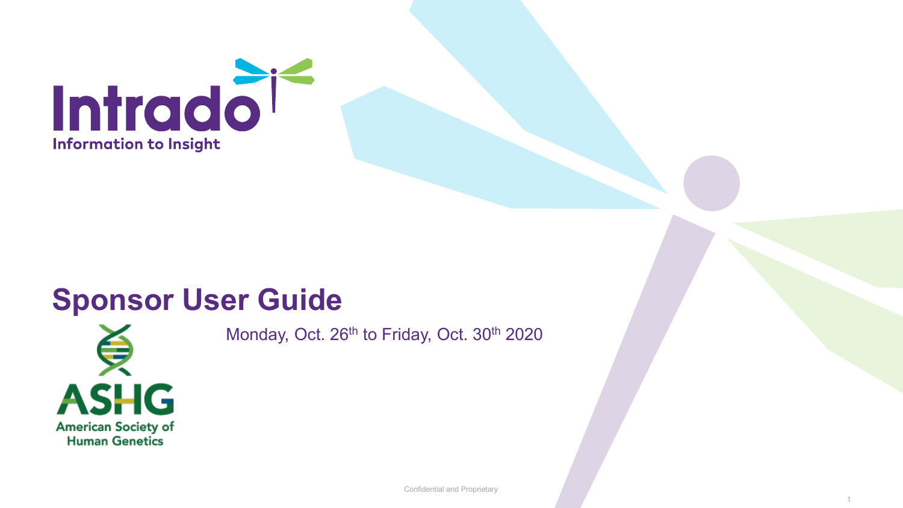Intrado

Information to Insight

# Sponsor User Guide

Monday, Oct. 26th to Friday, Oct. 30th 2020

ASHG

American Society of Human Genetics

Confidential and Proprietary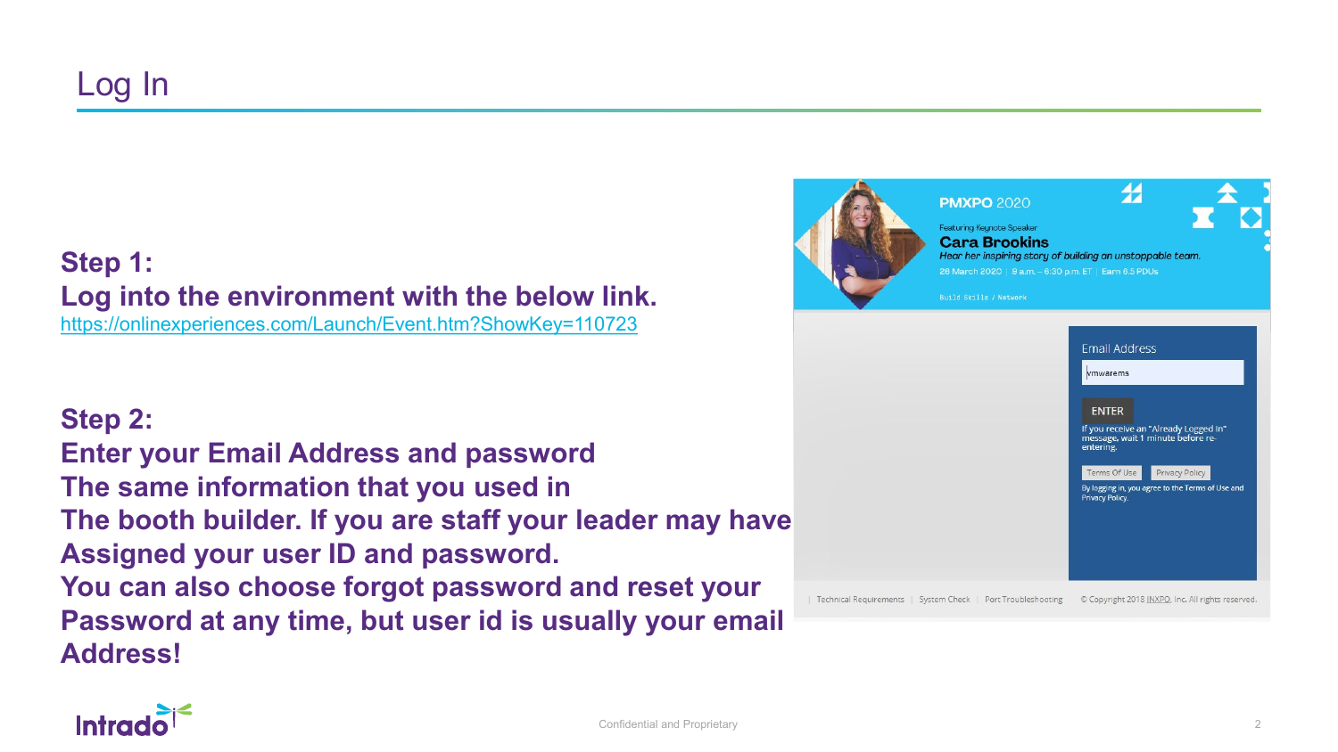# Log In

**Step 1:**
**Log into the environment with the below link.**
[https://onlinexperiences.com/Launch/Event.htm?ShowKey=110723](https://onlinexperiences.com/Launch/Event.htm?ShowKey=110723)

**Step 2:**
**Enter your Email Address and password**
**The same information that you used in**
**The booth builder. If you are staff your leader may have**
**Assigned your user ID and password.**
**You can also choose forgot password and reset your**
**Password at any time, but user id is usually your email**
**Address!**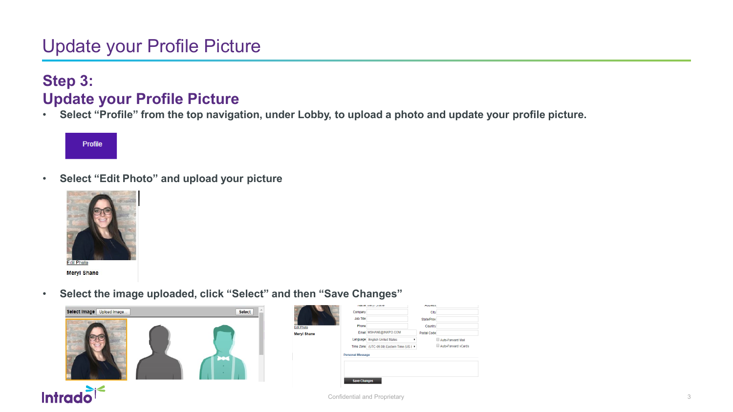# Update your Profile Picture

## Step 3:
## Update your Profile Picture

- **Select "Profile" from the top navigation, under Lobby, to upload a photo and update your profile picture.**
- **Select "Edit Photo" and upload your picture**
- **Select the image uploaded, click "Select" and then "Save Changes"**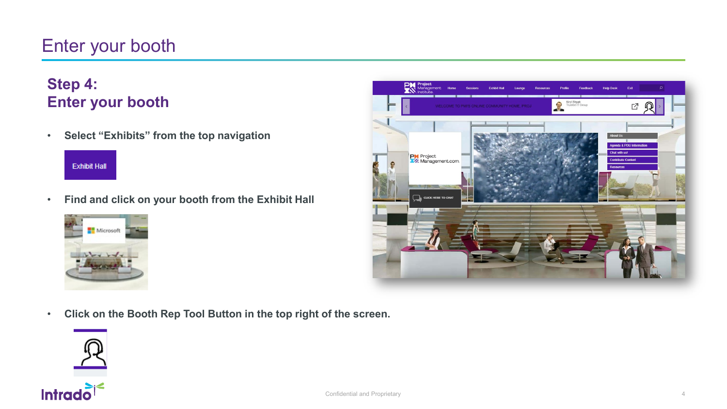# Enter your booth

## Step 4:
## Enter your booth

- Select “Exhibits” from the top navigation

Exhibit Hall

- Find and click on your booth from the Exhibit Hall

- Click on the Booth Rep Tool Button in the top right of the screen.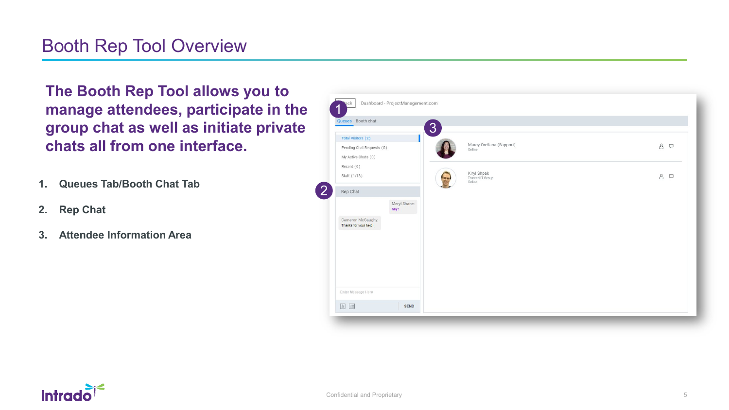# Booth Rep Tool Overview

**The Booth Rep Tool allows you to manage attendees, participate in the group chat as well as initiate private chats all from one interface.**

1. **Queues Tab/Booth Chat Tab**
2. **Rep Chat**
3. **Attendee Information Area**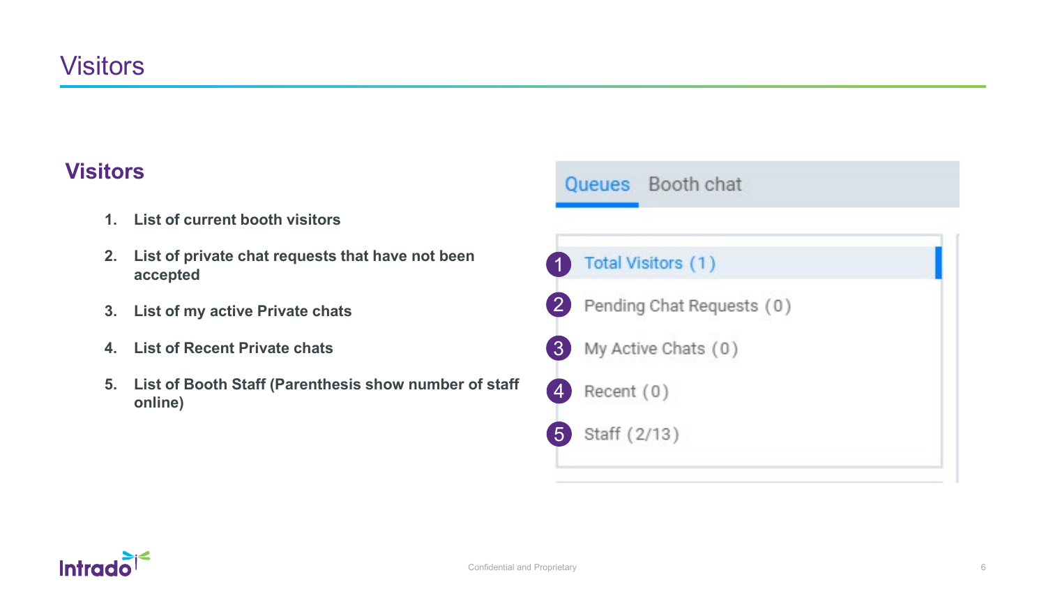# Visitors

## Visitors

1. List of current booth visitors
2. List of private chat requests that have not been accepted
3. List of my active Private chats
4. List of Recent Private chats
5. List of Booth Staff (Parenthesis show number of staff online)

Queues | Booth chat

1 Total Visitors (1)

2 Pending Chat Requests (0)

3 My Active Chats (0)

4 Recent (0)

5 Staff (2/13)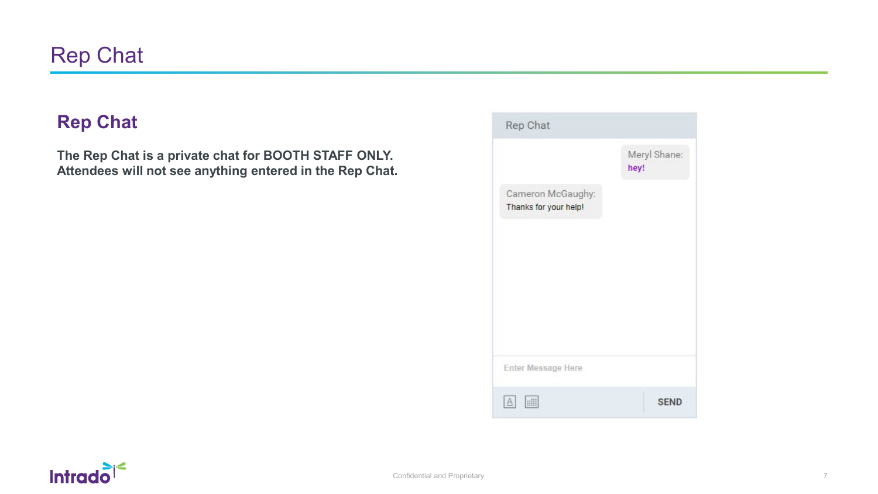# Rep Chat

## Rep Chat

**The Rep Chat is a private chat for BOOTH STAFF ONLY. Attendees will not see anything entered in the Rep Chat.**

Rep Chat

Meryl Shane: hey!

Cameron McGaughy: Thanks for your help!

Enter Message Here

SEND

Confidential and Proprietary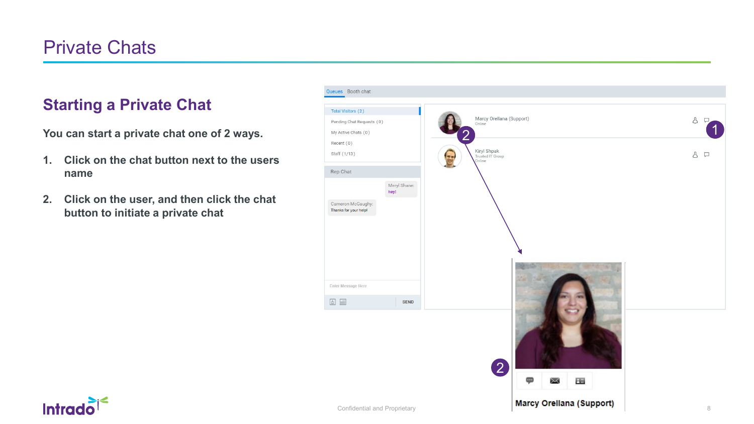# Private Chats

## Starting a Private Chat

**You can start a private chat one of 2 ways.**

1. **Click on the chat button next to the users name**
2. **Click on the user, and then click the chat button to initiate a private chat**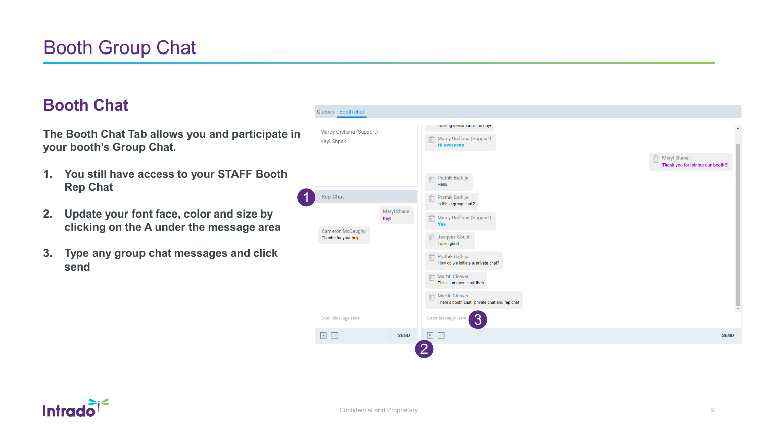# Booth Group Chat

## Booth Chat

**The Booth Chat Tab allows you and participate in your booth's Group Chat.**

1. **You still have access to your STAFF Booth Rep Chat**
2. **Update your font face, color and size by clicking on the A under the message area**
3. **Type any group chat messages and click send**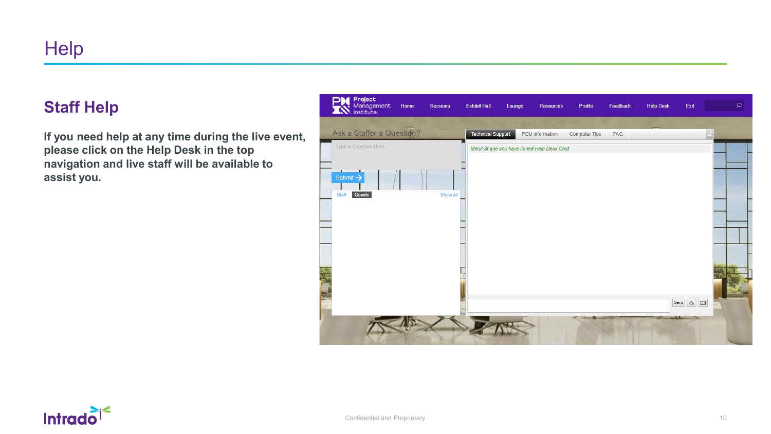# Help

## Staff Help

**If you need help at any time during the live event, please click on the Help Desk in the top navigation and live staff will be available to assist you.**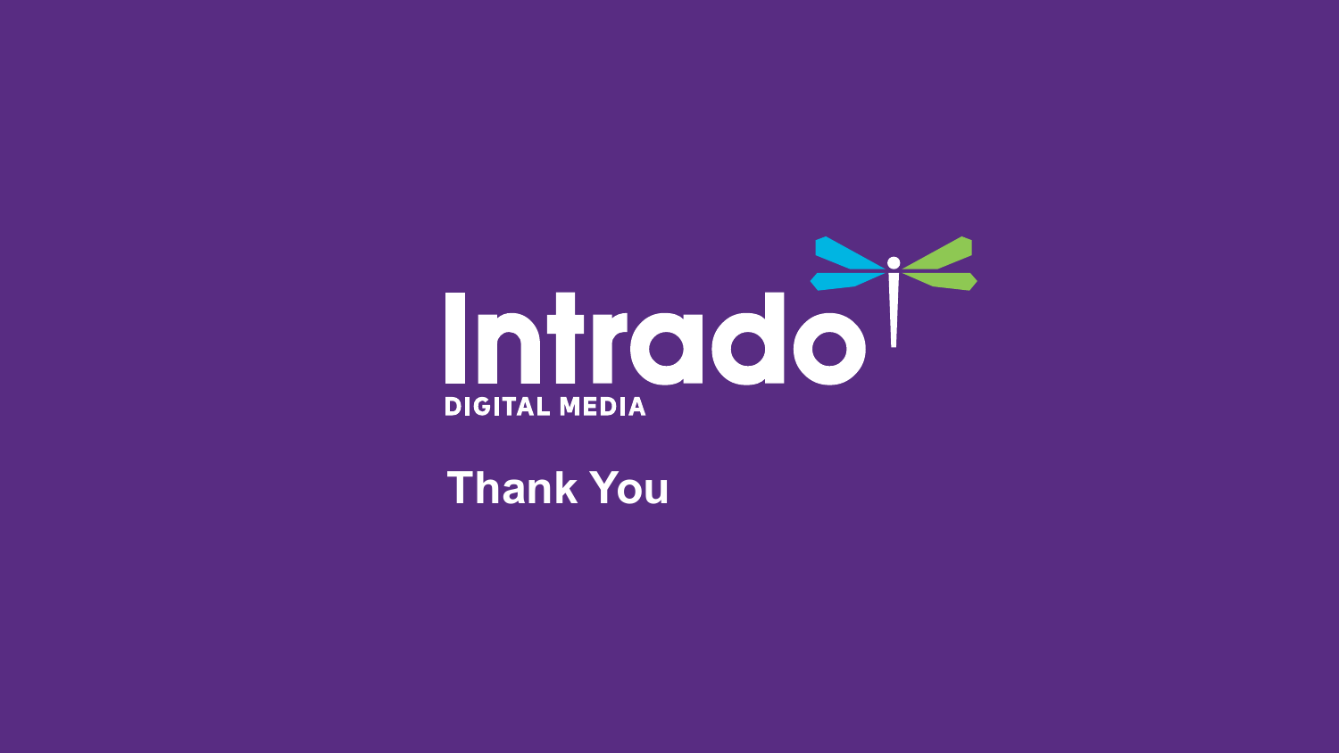Intrado

DIGITAL MEDIA

Thank You